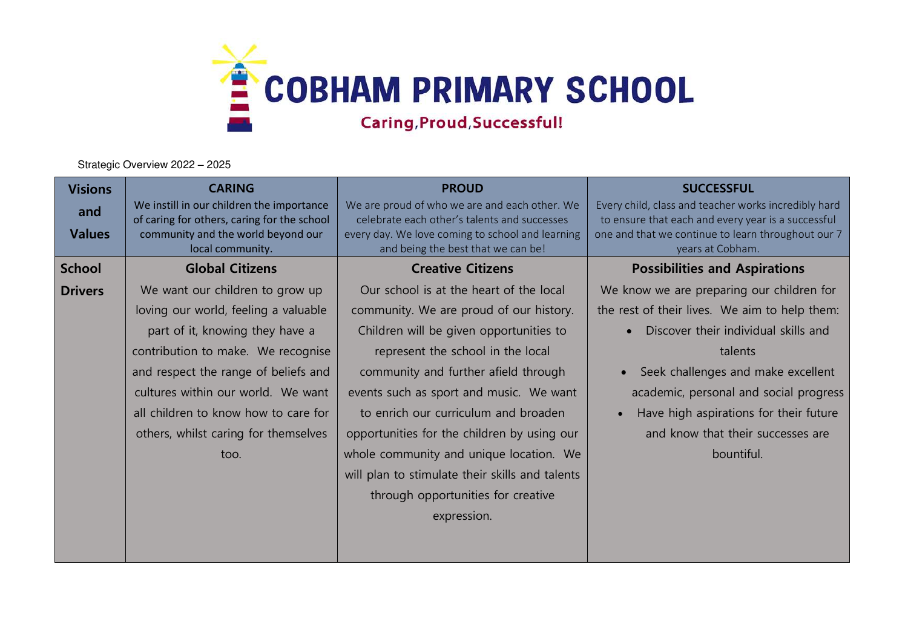# COBHAM PRIMARY SCHOOL

**Caring, Proud, Successful!**

Strategic Overview 2022 – 2025

| **Visions and Values** | **CARING**<br>We instill in our children the importance of caring for others, caring for the school community and the world beyond our local community. | **PROUD**<br>We are proud of who we are and each other. We celebrate each other's talents and successes every day. We love coming to school and learning and being the best that we can be! | **SUCCESSFUL**<br>Every child, class and teacher works incredibly hard to ensure that each and every year is a successful one and that we continue to learn throughout our 7 years at Cobham. |
|---|---|---|---|
| **School Drivers** | **Global Citizens**<br>We want our children to grow up loving our world, feeling a valuable part of it, knowing they have a contribution to make. We recognise and respect the range of beliefs and cultures within our world. We want all children to know how to care for others, whilst caring for themselves too. | **Creative Citizens**<br>Our school is at the heart of the local community. We are proud of our history. Children will be given opportunities to represent the school in the local community and further afield through events such as sport and music. We want to enrich our curriculum and broaden opportunities for the children by using our whole community and unique location. We will plan to stimulate their skills and talents through opportunities for creative expression. | **Possibilities and Aspirations**<br>We know we are preparing our children for the rest of their lives. We aim to help them:<br>• Discover their individual skills and talents<br>• Seek challenges and make excellent academic, personal and social progress<br>• Have high aspirations for their future and know that their successes are bountiful. |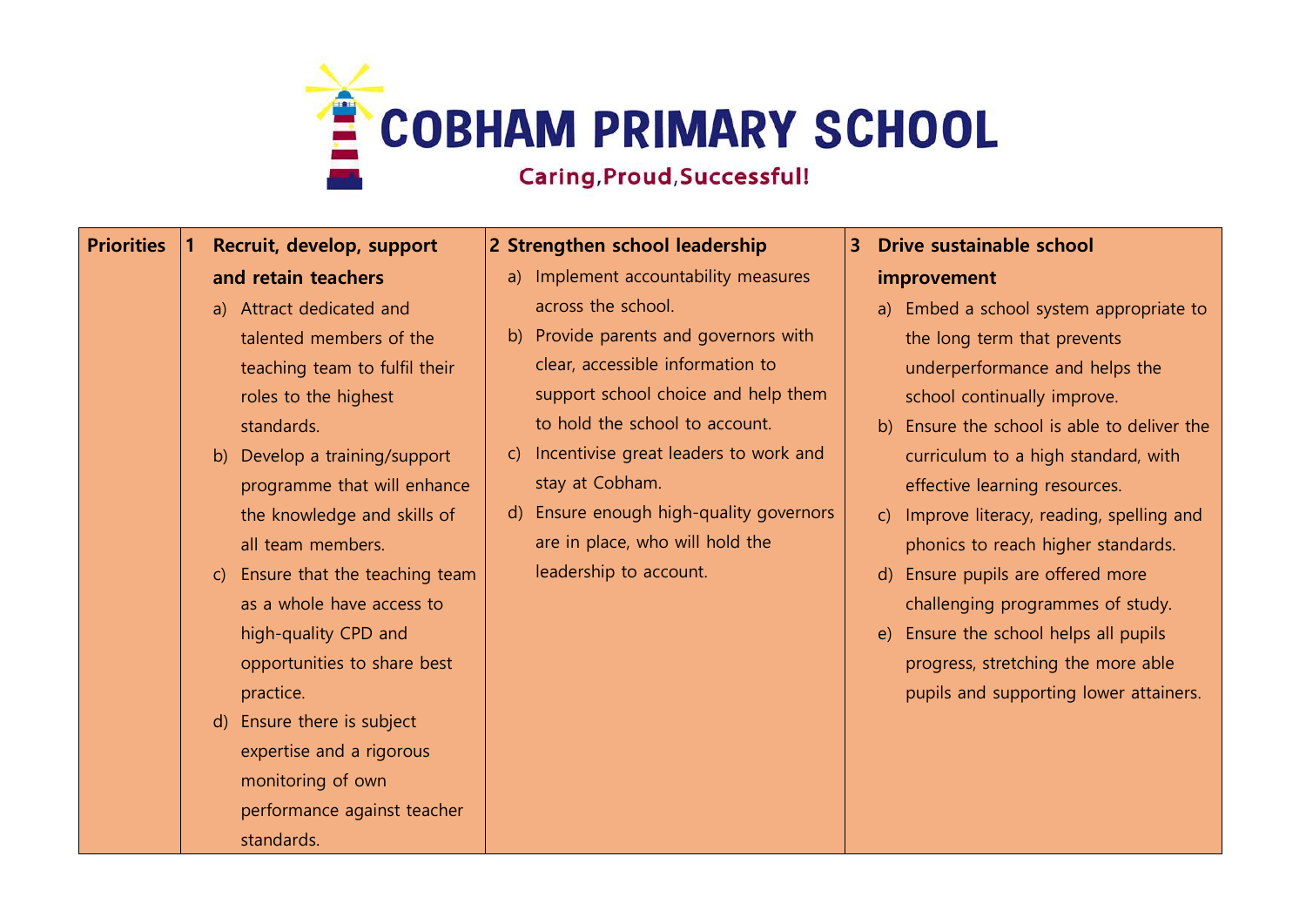# COBHAM PRIMARY SCHOOL

Caring, Proud, Successful!

| Priorities | 1 Recruit, develop, support and retain teachers | 2 Strengthen school leadership | 3 Drive sustainable school improvement |
|---|---|---|---|
| | a) Attract dedicated and talented members of the teaching team to fulfil their roles to the highest standards.<br>b) Develop a training/support programme that will enhance the knowledge and skills of all team members.<br>c) Ensure that the teaching team as a whole have access to high-quality CPD and opportunities to share best practice.<br>d) Ensure there is subject expertise and a rigorous monitoring of own performance against teacher standards. | a) Implement accountability measures across the school.<br>b) Provide parents and governors with clear, accessible information to support school choice and help them to hold the school to account.<br>c) Incentivise great leaders to work and stay at Cobham.<br>d) Ensure enough high-quality governors are in place, who will hold the leadership to account. | a) Embed a school system appropriate to the long term that prevents underperformance and helps the school continually improve.<br>b) Ensure the school is able to deliver the curriculum to a high standard, with effective learning resources.<br>c) Improve literacy, reading, spelling and phonics to reach higher standards.<br>d) Ensure pupils are offered more challenging programmes of study.<br>e) Ensure the school helps all pupils progress, stretching the more able pupils and supporting lower attainers. |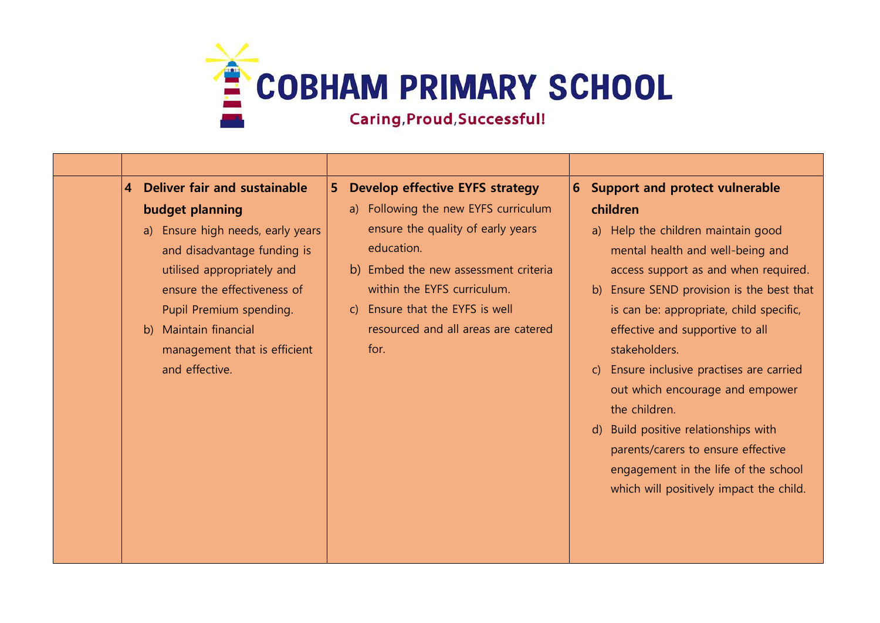# COBHAM PRIMARY SCHOOL

Caring, Proud, Successful!

| | | | |
|---|---|---|---|
| | **4 Deliver fair and sustainable budget planning**<br>a) Ensure high needs, early years and disadvantage funding is utilised appropriately and ensure the effectiveness of Pupil Premium spending.<br>b) Maintain financial management that is efficient and effective. | **5 Develop effective EYFS strategy**<br>a) Following the new EYFS curriculum ensure the quality of early years education.<br>b) Embed the new assessment criteria within the EYFS curriculum.<br>c) Ensure that the EYFS is well resourced and all areas are catered for. | **6 Support and protect vulnerable children**<br>a) Help the children maintain good mental health and well-being and access support as and when required.<br>b) Ensure SEND provision is the best that is can be: appropriate, child specific, effective and supportive to all stakeholders.<br>c) Ensure inclusive practises are carried out which encourage and empower the children.<br>d) Build positive relationships with parents/carers to ensure effective engagement in the life of the school which will positively impact the child. |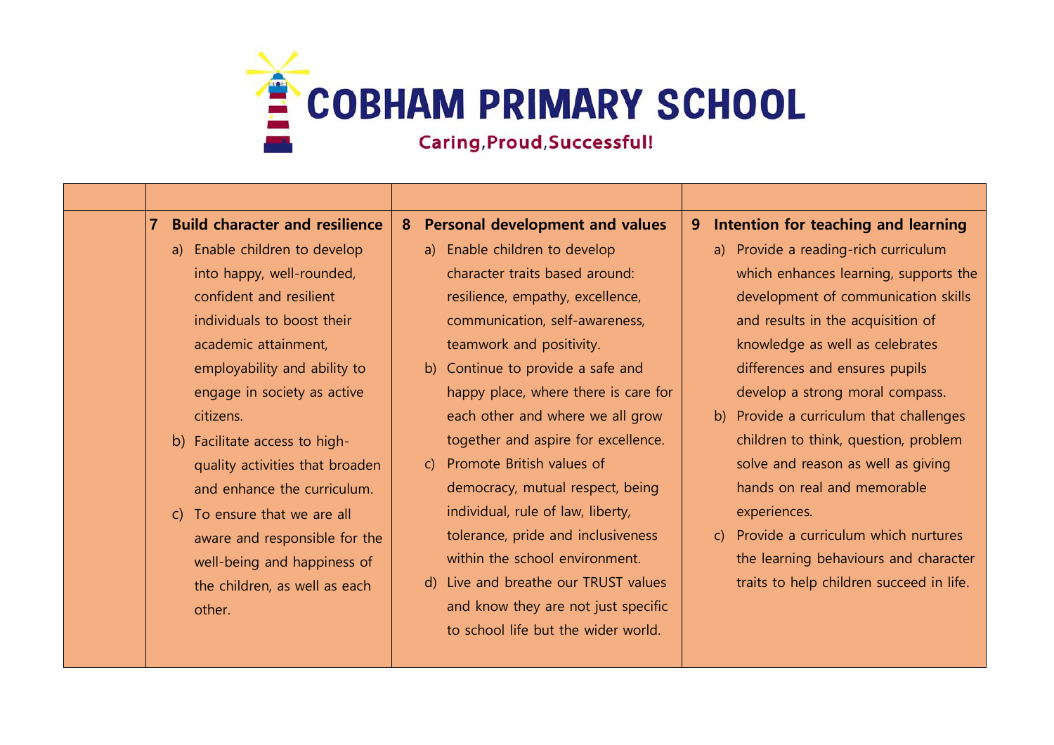# COBHAM PRIMARY SCHOOL

Caring, Proud, Successful!

| | | | |
|---|---|---|---|
| | **7 Build character and resilience**<br>a) Enable children to develop into happy, well-rounded, confident and resilient individuals to boost their academic attainment, employability and ability to engage in society as active citizens.<br>b) Facilitate access to high-quality activities that broaden and enhance the curriculum.<br>c) To ensure that we are all aware and responsible for the well-being and happiness of the children, as well as each other. | **8 Personal development and values**<br>a) Enable children to develop character traits based around: resilience, empathy, excellence, communication, self-awareness, teamwork and positivity.<br>b) Continue to provide a safe and happy place, where there is care for each other and where we all grow together and aspire for excellence.<br>c) Promote British values of democracy, mutual respect, being individual, rule of law, liberty, tolerance, pride and inclusiveness within the school environment.<br>d) Live and breathe our TRUST values and know they are not just specific to school life but the wider world. | **9 Intention for teaching and learning**<br>a) Provide a reading-rich curriculum which enhances learning, supports the development of communication skills and results in the acquisition of knowledge as well as celebrates differences and ensures pupils develop a strong moral compass.<br>b) Provide a curriculum that challenges children to think, question, problem solve and reason as well as giving hands on real and memorable experiences.<br>c) Provide a curriculum which nurtures the learning behaviours and character traits to help children succeed in life. |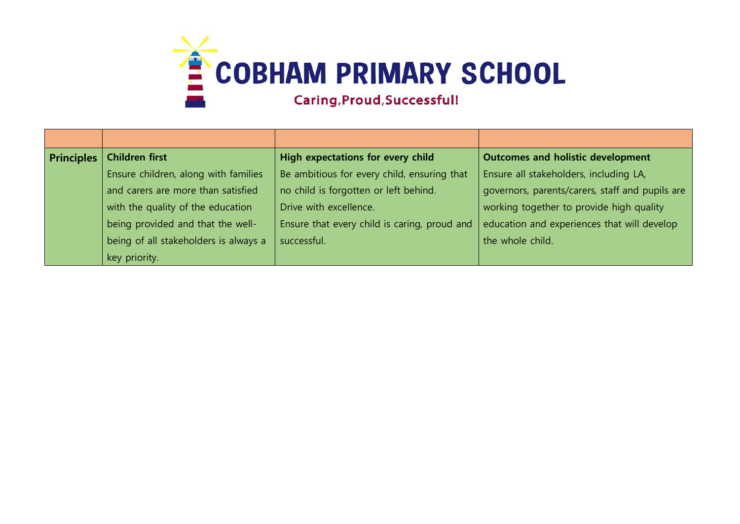# COBHAM PRIMARY SCHOOL

Caring, Proud, Successful!

| | | | |
|---|---|---|---|
| **Principles** | **Children first**<br>Ensure children, along with families and carers are more than satisfied with the quality of the education being provided and that the well-being of all stakeholders is always a key priority. | **High expectations for every child**<br>Be ambitious for every child, ensuring that no child is forgotten or left behind.<br>Drive with excellence.<br>Ensure that every child is caring, proud and successful. | **Outcomes and holistic development**<br>Ensure all stakeholders, including LA, governors, parents/carers, staff and pupils are working together to provide high quality education and experiences that will develop the whole child. |